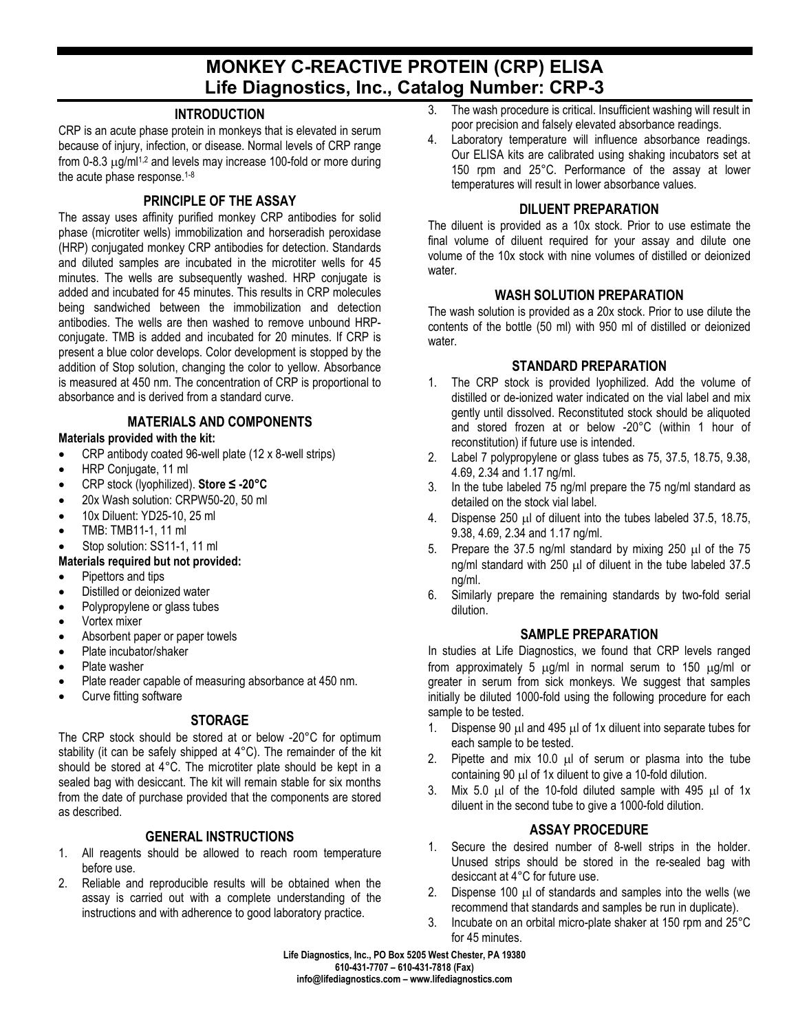# MONKEY C-REACTIVE PROTEIN (CRP) ELISA
# Life Diagnostics, Inc., Catalog Number: CRP-3

## INTRODUCTION

CRP is an acute phase protein in monkeys that is elevated in serum because of injury, infection, or disease. Normal levels of CRP range from 0-8.3 μg/ml[1,2] and levels may increase 100-fold or more during the acute phase response.[1-8]

## PRINCIPLE OF THE ASSAY

The assay uses affinity purified monkey CRP antibodies for solid phase (microtiter wells) immobilization and horseradish peroxidase (HRP) conjugated monkey CRP antibodies for detection. Standards and diluted samples are incubated in the microtiter wells for 45 minutes. The wells are subsequently washed. HRP conjugate is added and incubated for 45 minutes. This results in CRP molecules being sandwiched between the immobilization and detection antibodies. The wells are then washed to remove unbound HRP-conjugate. TMB is added and incubated for 20 minutes. If CRP is present a blue color develops. Color development is stopped by the addition of Stop solution, changing the color to yellow. Absorbance is measured at 450 nm. The concentration of CRP is proportional to absorbance and is derived from a standard curve.

## MATERIALS AND COMPONENTS

**Materials provided with the kit:**

- CRP antibody coated 96-well plate (12 x 8-well strips)
- HRP Conjugate, 11 ml
- CRP stock (lyophilized). **Store ≤ -20°C**
- 20x Wash solution: CRPW50-20, 50 ml
- 10x Diluent: YD25-10, 25 ml
- TMB: TMB11-1, 11 ml
- Stop solution: SS11-1, 11 ml

**Materials required but not provided:**

- Pipettors and tips
- Distilled or deionized water
- Polypropylene or glass tubes
- Vortex mixer
- Absorbent paper or paper towels
- Plate incubator/shaker
- Plate washer
- Plate reader capable of measuring absorbance at 450 nm.
- Curve fitting software

## STORAGE

The CRP stock should be stored at or below -20°C for optimum stability (it can be safely shipped at 4°C). The remainder of the kit should be stored at 4°C. The microtiter plate should be kept in a sealed bag with desiccant. The kit will remain stable for six months from the date of purchase provided that the components are stored as described.

## GENERAL INSTRUCTIONS

1. All reagents should be allowed to reach room temperature before use.
2. Reliable and reproducible results will be obtained when the assay is carried out with a complete understanding of the instructions and with adherence to good laboratory practice.
3. The wash procedure is critical. Insufficient washing will result in poor precision and falsely elevated absorbance readings.
4. Laboratory temperature will influence absorbance readings. Our ELISA kits are calibrated using shaking incubators set at 150 rpm and 25°C. Performance of the assay at lower temperatures will result in lower absorbance values.

## DILUENT PREPARATION

The diluent is provided as a 10x stock. Prior to use estimate the final volume of diluent required for your assay and dilute one volume of the 10x stock with nine volumes of distilled or deionized water.

## WASH SOLUTION PREPARATION

The wash solution is provided as a 20x stock. Prior to use dilute the contents of the bottle (50 ml) with 950 ml of distilled or deionized water.

## STANDARD PREPARATION

1. The CRP stock is provided lyophilized. Add the volume of distilled or de-ionized water indicated on the vial label and mix gently until dissolved. Reconstituted stock should be aliquoted and stored frozen at or below -20°C (within 1 hour of reconstitution) if future use is intended.
2. Label 7 polypropylene or glass tubes as 75, 37.5, 18.75, 9.38, 4.69, 2.34 and 1.17 ng/ml.
3. In the tube labeled 75 ng/ml prepare the 75 ng/ml standard as detailed on the stock vial label.
4. Dispense 250 μl of diluent into the tubes labeled 37.5, 18.75, 9.38, 4.69, 2.34 and 1.17 ng/ml.
5. Prepare the 37.5 ng/ml standard by mixing 250 μl of the 75 ng/ml standard with 250 μl of diluent in the tube labeled 37.5 ng/ml.
6. Similarly prepare the remaining standards by two-fold serial dilution.

## SAMPLE PREPARATION

In studies at Life Diagnostics, we found that CRP levels ranged from approximately 5 μg/ml in normal serum to 150 μg/ml or greater in serum from sick monkeys. We suggest that samples initially be diluted 1000-fold using the following procedure for each sample to be tested.

1. Dispense 90 μl and 495 μl of 1x diluent into separate tubes for each sample to be tested.
2. Pipette and mix 10.0 μl of serum or plasma into the tube containing 90 μl of 1x diluent to give a 10-fold dilution.
3. Mix 5.0 μl of the 10-fold diluted sample with 495 μl of 1x diluent in the second tube to give a 1000-fold dilution.

## ASSAY PROCEDURE

1. Secure the desired number of 8-well strips in the holder. Unused strips should be stored in the re-sealed bag with desiccant at 4°C for future use.
2. Dispense 100 μl of standards and samples into the wells (we recommend that standards and samples be run in duplicate).
3. Incubate on an orbital micro-plate shaker at 150 rpm and 25°C for 45 minutes.

Life Diagnostics, Inc., PO Box 5205 West Chester, PA 19380
610-431-7707 – 610-431-7818 (Fax)
info@lifediagnostics.com – www.lifediagnostics.com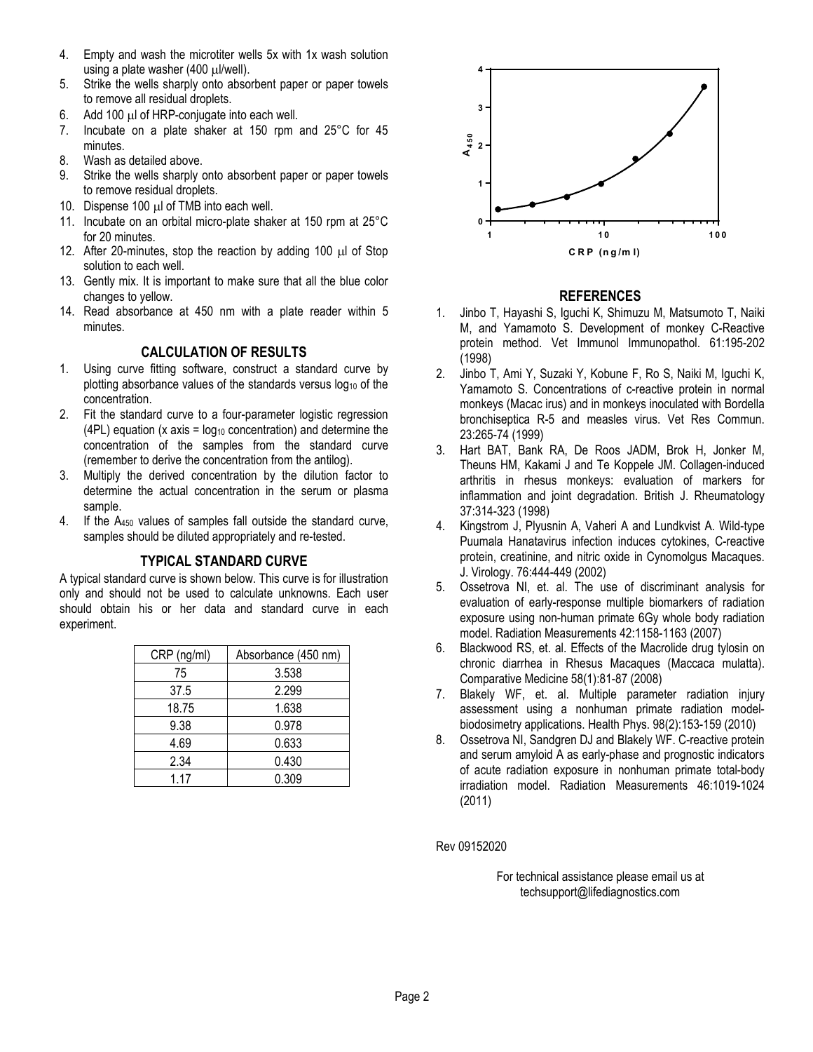4. Empty and wash the microtiter wells 5x with 1x wash solution using a plate washer (400 µl/well).
5. Strike the wells sharply onto absorbent paper or paper towels to remove all residual droplets.
6. Add 100 µl of HRP-conjugate into each well.
7. Incubate on a plate shaker at 150 rpm and 25°C for 45 minutes.
8. Wash as detailed above.
9. Strike the wells sharply onto absorbent paper or paper towels to remove residual droplets.
10. Dispense 100 µl of TMB into each well.
11. Incubate on an orbital micro-plate shaker at 150 rpm at 25°C for 20 minutes.
12. After 20-minutes, stop the reaction by adding 100 µl of Stop solution to each well.
13. Gently mix. It is important to make sure that all the blue color changes to yellow.
14. Read absorbance at 450 nm with a plate reader within 5 minutes.

## CALCULATION OF RESULTS

1. Using curve fitting software, construct a standard curve by plotting absorbance values of the standards versus $\log_{10}$ of the concentration.
2. Fit the standard curve to a four-parameter logistic regression (4PL) equation (x axis = $\log_{10}$ concentration) and determine the concentration of the samples from the standard curve (remember to derive the concentration from the antilog).
3. Multiply the derived concentration by the dilution factor to determine the actual concentration in the serum or plasma sample.
4. If the $A_{450}$ values of samples fall outside the standard curve, samples should be diluted appropriately and re-tested.

## TYPICAL STANDARD CURVE

A typical standard curve is shown below. This curve is for illustration only and should not be used to calculate unknowns. Each user should obtain his or her data and standard curve in each experiment.

| CRP (ng/ml) | Absorbance (450 nm) |
|---|---|
| 75 | 3.538 |
| 37.5 | 2.299 |
| 18.75 | 1.638 |
| 9.38 | 0.978 |
| 4.69 | 0.633 |
| 2.34 | 0.430 |
| 1.17 | 0.309 |

$A_{450}$

0
1
2
3
4

1
10
100

CRP (ng/ml)

## REFERENCES

1. Jinbo T, Hayashi S, Iguchi K, Shimuzu M, Matsumoto T, Naiki M, and Yamamoto S. Development of monkey C-Reactive protein method. Vet Immunol Immunopathol. 61:195-202 (1998)
2. Jinbo T, Ami Y, Suzaki Y, Kobune F, Ro S, Naiki M, Iguchi K, Yamamoto S. Concentrations of c-reactive protein in normal monkeys (Macac irus) and in monkeys inoculated with Bordella bronchiseptica R-5 and measles virus. Vet Res Commun. 23:265-74 (1999)
3. Hart BAT, Bank RA, De Roos JADM, Brok H, Jonker M, Theuns HM, Kakami J and Te Koppele JM. Collagen-induced arthritis in rhesus monkeys: evaluation of markers for inflammation and joint degradation. British J. Rheumatology 37:314-323 (1998)
4. Kingstrom J, Plyusnin A, Vaheri A and Lundkvist A. Wild-type Puumala Hanatavirus infection induces cytokines, C-reactive protein, creatinine, and nitric oxide in Cynomolgus Macaques. J. Virology. 76:444-449 (2002)
5. Ossetrova NI, et. al. The use of discriminant analysis for evaluation of early-response multiple biomarkers of radiation exposure using non-human primate 6Gy whole body radiation model. Radiation Measurements 42:1158-1163 (2007)
6. Blackwood RS, et. al. Effects of the Macrolide drug tylosin on chronic diarrhea in Rhesus Macaques (Maccaca mulatta). Comparative Medicine 58(1):81-87 (2008)
7. Blakely WF, et. al. Multiple parameter radiation injury assessment using a nonhuman primate radiation model-biodosimetry applications. Health Phys. 98(2):153-159 (2010)
8. Ossetrova NI, Sandgren DJ and Blakely WF. C-reactive protein and serum amyloid A as early-phase and prognostic indicators of acute radiation exposure in nonhuman primate total-body irradiation model. Radiation Measurements 46:1019-1024 (2011)

Rev 09152020

For technical assistance please email us at techsupport@lifediagnostics.com